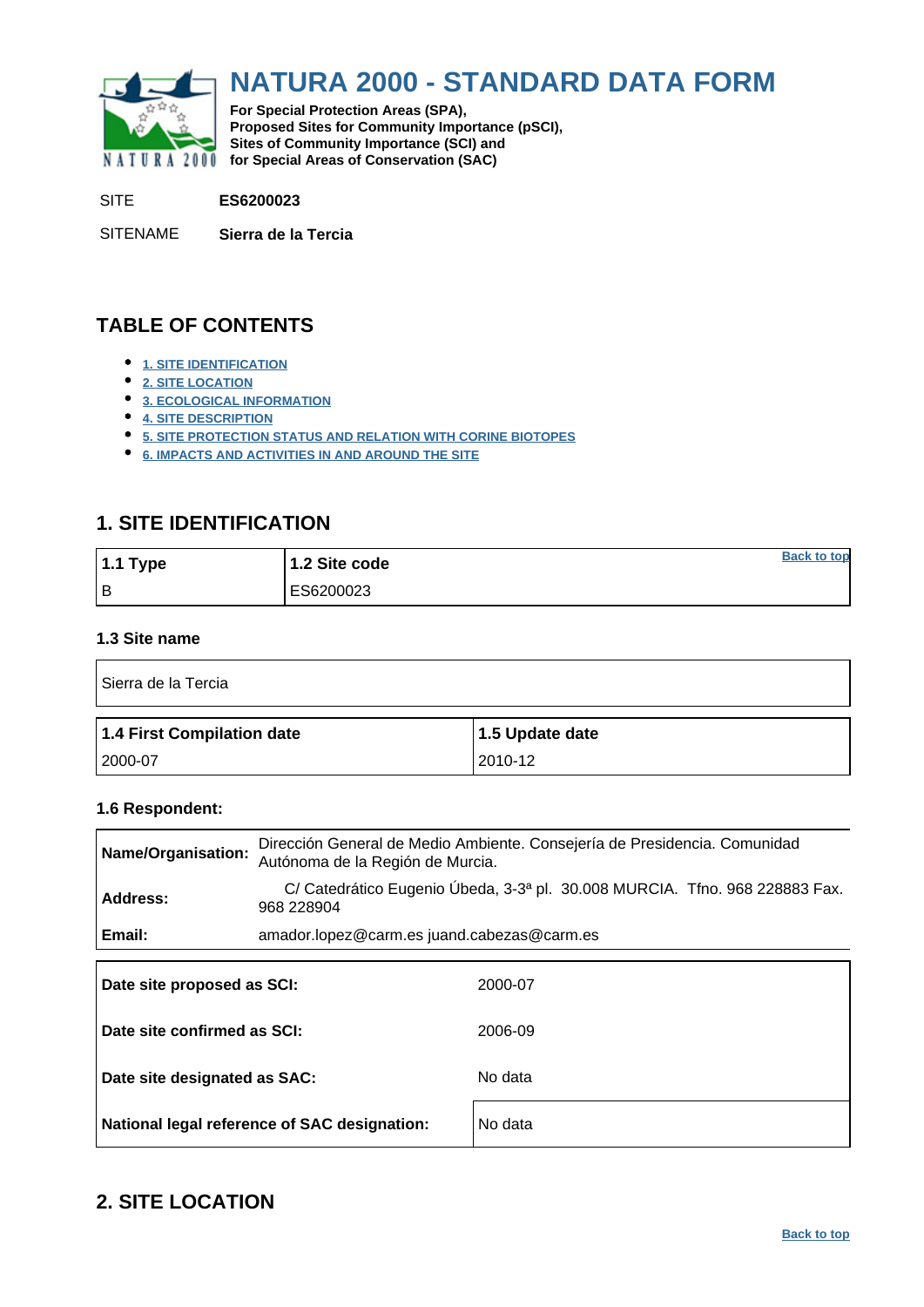# NATURA 2000 - STANDARD DATA FORM

**For Special Protection Areas (SPA), Proposed Sites for Community Importance (pSCI), Sites of Community Importance (SCI) and for Special Areas of Conservation (SAC)**

SITE **ES6200023**

SITENAME **Sierra de la Tercia**

## TABLE OF CONTENTS

- 1. SITE IDENTIFICATION
- 2. SITE LOCATION
- 3. ECOLOGICAL INFORMATION
- 4. SITE DESCRIPTION
- 5. SITE PROTECTION STATUS AND RELATION WITH CORINE BIOTOPES
- 6. IMPACTS AND ACTIVITIES IN AND AROUND THE SITE

## 1. SITE IDENTIFICATION

Back to top

| 1.1 Type | 1.2 Site code |
|---|---|
| B | ES6200023 |

### 1.3 Site name

| Sierra de la Tercia |
|---|

| 1.4 First Compilation date | 1.5 Update date |
|---|---|
| 2000-07 | 2010-12 |

### 1.6 Respondent:

| | |
|---|---|
| **Name/Organisation:** | Dirección General de Medio Ambiente. Consejería de Presidencia. Comunidad Autónoma de la Región de Murcia. |
| **Address:** | C/ Catedrático Eugenio Úbeda, 3-3ª pl. 30.008 MURCIA. Tfno. 968 228883 Fax. 968 228904 |
| **Email:** | amador.lopez@carm.es juand.cabezas@carm.es |

| | |
|---|---|
| **Date site proposed as SCI:** | 2000-07 |
| **Date site confirmed as SCI:** | 2006-09 |
| **Date site designated as SAC:** | No data |
| **National legal reference of SAC designation:** | No data |

## 2. SITE LOCATION

Back to top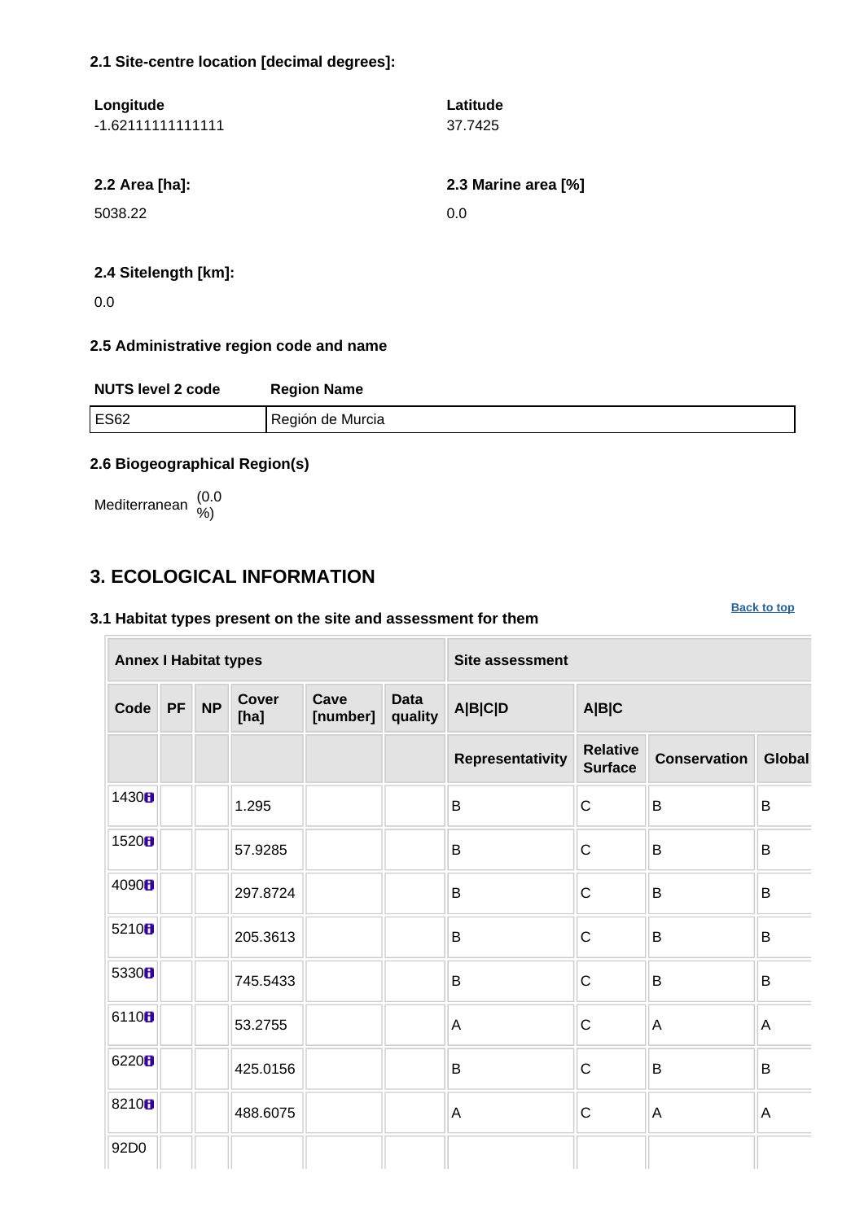#### 2.1 Site-centre location [decimal degrees]:

**Longitude**
-1.62111111111111

**Latitude**
37.7425

**2.2 Area [ha]:**

5038.22

**2.3 Marine area [%]**

0.0

**2.4 Sitelength [km]:**

0.0

#### 2.5 Administrative region code and name

| NUTS level 2 code | Region Name |
|---|---|
| ES62 | Región de Murcia |

#### 2.6 Biogeographical Region(s)

Mediterranean (0.0 %)

## 3. ECOLOGICAL INFORMATION

Back to top

#### 3.1 Habitat types present on the site and assessment for them

| Annex I Habitat types | | | | | | Site assessment | | | |
|---|---|---|---|---|---|---|---|---|---|
| Code | PF | NP | Cover [ha] | Cave [number] | Data quality | A\|B\|C\|D | A\|B\|C | | |
| | | | | | | Representativity | Relative Surface | Conservation | Global |
| 1430 | | | 1.295 | | | B | C | B | B |
| 1520 | | | 57.9285 | | | B | C | B | B |
| 4090 | | | 297.8724 | | | B | C | B | B |
| 5210 | | | 205.3613 | | | B | C | B | B |
| 5330 | | | 745.5433 | | | B | C | B | B |
| 6110 | | | 53.2755 | | | A | C | A | A |
| 6220 | | | 425.0156 | | | B | C | B | B |
| 8210 | | | 488.6075 | | | A | C | A | A |
| 92D0 | | | | | | | | | |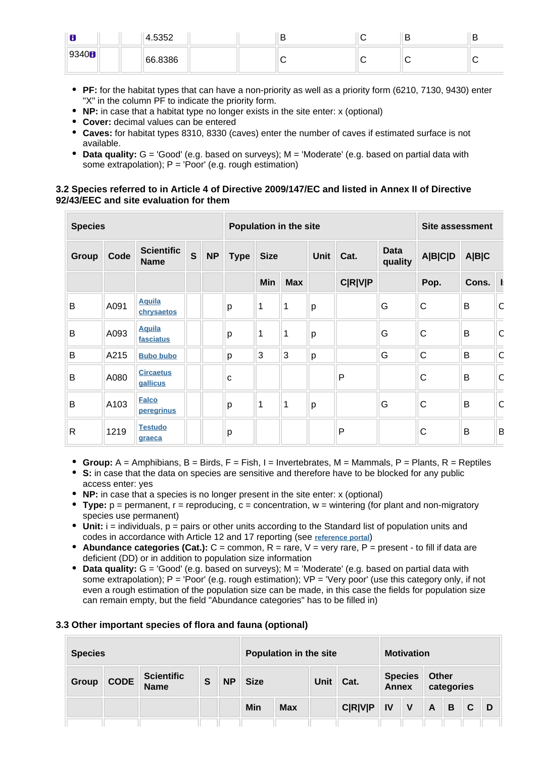| | | | 4.5352 | | | B | C | B | B |
|---|---|---|---|---|---|---|---|---|---|
| 9340 | | | 66.8386 | | | C | C | C | C |

- **PF:** for the habitat types that can have a non-priority as well as a priority form (6210, 7130, 9430) enter "X" in the column PF to indicate the priority form.
- **NP:** in case that a habitat type no longer exists in the site enter: x (optional)
- **Cover:** decimal values can be entered
- **Caves:** for habitat types 8310, 8330 (caves) enter the number of caves if estimated surface is not available.
- **Data quality:** G = 'Good' (e.g. based on surveys); M = 'Moderate' (e.g. based on partial data with some extrapolation); P = 'Poor' (e.g. rough estimation)

### 3.2 Species referred to in Article 4 of Directive 2009/147/EC and listed in Annex II of Directive 92/43/EEC and site evaluation for them

| Species | | | | | Population in the site | | | | | | Site assessment | | |
|---|---|---|---|---|---|---|---|---|---|---|---|---|---|
| Group | Code | Scientific Name | S | NP | Type | Size | | Unit | Cat. | Data quality | A\|B\|C\|D | A\|B\|C | |
| | | | | | | Min | Max | | C\|R\|V\|P | | Pop. | Cons. | I |
| B | A091 | Aquila chrysaetos | | | p | 1 | 1 | p | | G | C | B | C |
| B | A093 | Aquila fasciatus | | | p | 1 | 1 | p | | G | C | B | C |
| B | A215 | Bubo bubo | | | p | 3 | 3 | p | | G | C | B | C |
| B | A080 | Circaetus gallicus | | | c | | | | P | | C | B | C |
| B | A103 | Falco peregrinus | | | p | 1 | 1 | p | | G | C | B | C |
| R | 1219 | Testudo graeca | | | p | | | | P | | C | B | B |

- **Group:** A = Amphibians, B = Birds, F = Fish, I = Invertebrates, M = Mammals, P = Plants, R = Reptiles
- **S:** in case that the data on species are sensitive and therefore have to be blocked for any public access enter: yes
- **NP:** in case that a species is no longer present in the site enter: x (optional)
- **Type:** p = permanent, r = reproducing, c = concentration, w = wintering (for plant and non-migratory species use permanent)
- **Unit:** i = individuals, p = pairs or other units according to the Standard list of population units and codes in accordance with Article 12 and 17 reporting (see reference portal)
- **Abundance categories (Cat.):** C = common, R = rare, V = very rare, P = present - to fill if data are deficient (DD) or in addition to population size information
- **Data quality:** G = 'Good' (e.g. based on surveys); M = 'Moderate' (e.g. based on partial data with some extrapolation); P = 'Poor' (e.g. rough estimation); VP = 'Very poor' (use this category only, if not even a rough estimation of the population size can be made, in this case the fields for population size can remain empty, but the field "Abundance categories" has to be filled in)

### 3.3 Other important species of flora and fauna (optional)

| Species | | | | | Population in the site | | | | Motivation | | | | | |
|---|---|---|---|---|---|---|---|---|---|---|---|---|---|---|
| Group | CODE | Scientific Name | S | NP | Size | | Unit | Cat. | Species Annex | | Other categories | | | |
| | | | | | Min | Max | | C\|R\|V\|P | IV | V | A | B | C | D |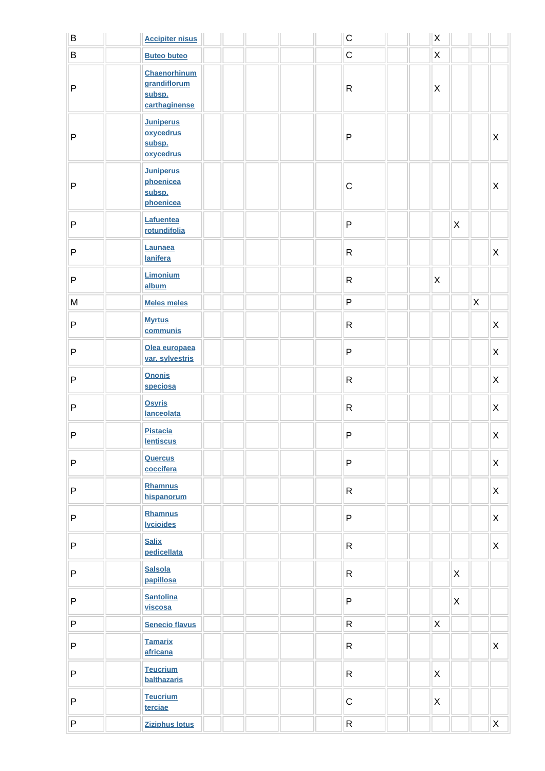| | | | | | | | | | | | | | | |
|---|---|---|---|---|---|---|---|---|---|---|---|---|---|---|
| B | | Accipiter nisus | | | | | | C | | | X | | | |
| B | | Buteo buteo | | | | | | C | | | X | | | |
| P | | Chaenorhinum grandiflorum subsp. carthaginense | | | | | | R | | | X | | | |
| P | | Juniperus oxycedrus subsp. oxycedrus | | | | | | P | | | | | | X |
| P | | Juniperus phoenicea subsp. phoenicea | | | | | | C | | | | | | X |
| P | | Lafuentea rotundifolia | | | | | | P | | | | X | | |
| P | | Launaea lanifera | | | | | | R | | | | | | X |
| P | | Limonium album | | | | | | R | | | X | | | |
| M | | Meles meles | | | | | | P | | | | | X | |
| P | | Myrtus communis | | | | | | R | | | | | | X |
| P | | Olea europaea var. sylvestris | | | | | | P | | | | | | X |
| P | | Ononis speciosa | | | | | | R | | | | | | X |
| P | | Osyris lanceolata | | | | | | R | | | | | | X |
| P | | Pistacia lentiscus | | | | | | P | | | | | | X |
| P | | Quercus coccifera | | | | | | P | | | | | | X |
| P | | Rhamnus hispanorum | | | | | | R | | | | | | X |
| P | | Rhamnus lycioides | | | | | | P | | | | | | X |
| P | | Salix pedicellata | | | | | | R | | | | | | X |
| P | | Salsola papillosa | | | | | | R | | | | X | | |
| P | | Santolina viscosa | | | | | | P | | | | X | | |
| P | | Senecio flavus | | | | | | R | | | X | | | |
| P | | Tamarix africana | | | | | | R | | | | | | X |
| P | | Teucrium balthazaris | | | | | | R | | | X | | | |
| P | | Teucrium terciae | | | | | | C | | | X | | | |
| P | | Ziziphus lotus | | | | | | R | | | | | | X |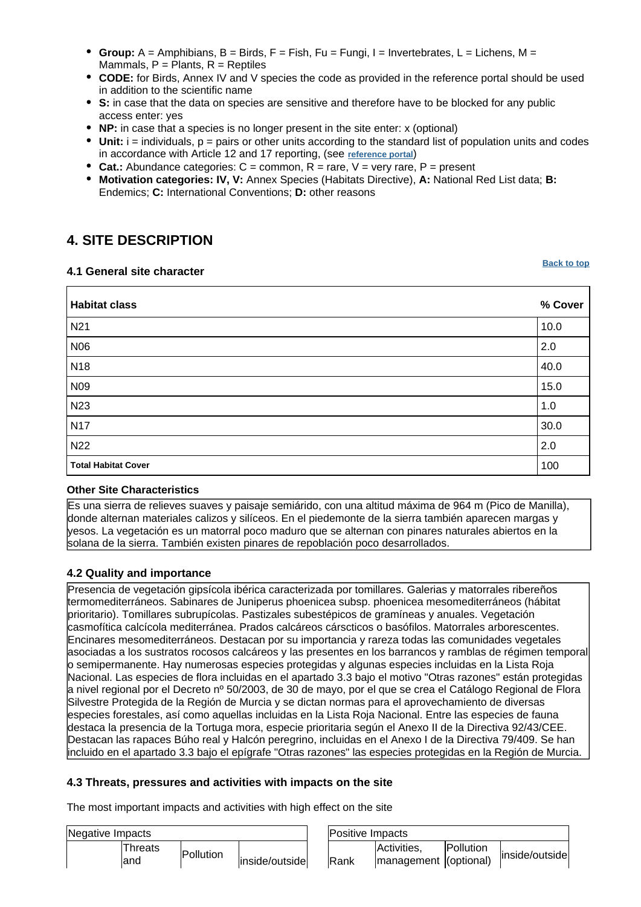- **Group:** A = Amphibians, B = Birds, F = Fish, Fu = Fungi, I = Invertebrates, L = Lichens, M = Mammals, P = Plants, R = Reptiles
- **CODE:** for Birds, Annex IV and V species the code as provided in the reference portal should be used in addition to the scientific name
- **S:** in case that the data on species are sensitive and therefore have to be blocked for any public access enter: yes
- **NP:** in case that a species is no longer present in the site enter: x (optional)
- **Unit:** i = individuals, p = pairs or other units according to the standard list of population units and codes in accordance with Article 12 and 17 reporting, (see reference portal)
- **Cat.:** Abundance categories: C = common, R = rare, V = very rare, P = present
- **Motivation categories: IV, V:** Annex Species (Habitats Directive), **A:** National Red List data; **B:** Endemics; **C:** International Conventions; **D:** other reasons

## 4. SITE DESCRIPTION

Back to top

### 4.1 General site character

| Habitat class | % Cover |
|---|---|
| N21 | 10.0 |
| N06 | 2.0 |
| N18 | 40.0 |
| N09 | 15.0 |
| N23 | 1.0 |
| N17 | 30.0 |
| N22 | 2.0 |
| **Total Habitat Cover** | 100 |

**Other Site Characteristics**

Es una sierra de relieves suaves y paisaje semiárido, con una altitud máxima de 964 m (Pico de Manilla), donde alternan materiales calizos y silíceos. En el piedemonte de la sierra también aparecen margas y yesos. La vegetación es un matorral poco maduro que se alternan con pinares naturales abiertos en la solana de la sierra. También existen pinares de repoblación poco desarrollados.

### 4.2 Quality and importance

Presencia de vegetación gipsícola ibérica caracterizada por tomillares. Galerias y matorrales ribereños termomediterráneos. Sabinares de Juniperus phoenicea subsp. phoenicea mesomediterráneos (hábitat prioritario). Tomillares subrupícolas. Pastizales subestépicos de gramíneas y anuales. Vegetación casmofítica calcícola mediterránea. Prados calcáreos cársticos o basófilos. Matorrales arborescentes. Encinares mesomediterráneos. Destacan por su importancia y rareza todas las comunidades vegetales asociadas a los sustratos rocosos calcáreos y las presentes en los barrancos y ramblas de régimen temporal o semipermanente. Hay numerosas especies protegidas y algunas especies incluidas en la Lista Roja Nacional. Las especies de flora incluidas en el apartado 3.3 bajo el motivo "Otras razones" están protegidas a nivel regional por el Decreto nº 50/2003, de 30 de mayo, por el que se crea el Catálogo Regional de Flora Silvestre Protegida de la Región de Murcia y se dictan normas para el aprovechamiento de diversas especies forestales, así como aquellas incluidas en la Lista Roja Nacional. Entre las especies de fauna destaca la presencia de la Tortuga mora, especie prioritaria según el Anexo II de la Directiva 92/43/CEE. Destacan las rapaces Búho real y Halcón peregrino, incluidas en el Anexo I de la Directiva 79/409. Se han incluido en el apartado 3.3 bajo el epígrafe "Otras razones" las especies protegidas en la Región de Murcia.

### 4.3 Threats, pressures and activities with impacts on the site

The most important impacts and activities with high effect on the site

| Negative Impacts | | | |
|---|---|---|---|
| | Threats and | Pollution | inside/outside |

| Positive Impacts | | | |
|---|---|---|---|
| Rank | Activities, management | Pollution (optional) | inside/outside |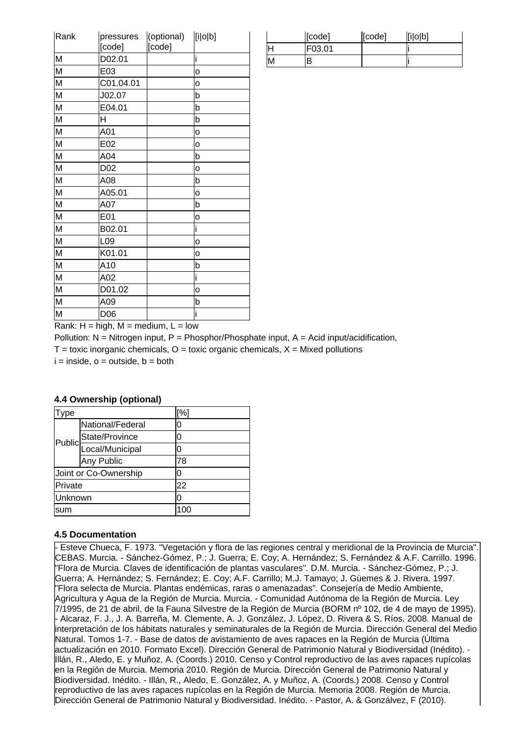| Rank | pressures [code] | (optional) [code] | [i\|o\|b] |
|---|---|---|---|
| M | D02.01 | | i |
| M | E03 | | o |
| M | C01.04.01 | | o |
| M | J02.07 | | b |
| M | E04.01 | | b |
| M | H | | b |
| M | A01 | | o |
| M | E02 | | o |
| M | A04 | | b |
| M | D02 | | o |
| M | A08 | | b |
| M | A05.01 | | o |
| M | A07 | | b |
| M | E01 | | o |
| M | B02.01 | | i |
| M | L09 | | o |
| M | K01.01 | | o |
| M | A10 | | b |
| M | A02 | | i |
| M | D01.02 | | o |
| M | A09 | | b |
| M | D06 | | i |

| | [code] | [code] | [i\|o\|b] |
|---|---|---|---|
| H | F03.01 | | i |
| M | B | | i |

Rank: H = high, M = medium, L = low

Pollution: N = Nitrogen input, P = Phosphor/Phosphate input, A = Acid input/acidification,

T = toxic inorganic chemicals, O = toxic organic chemicals, X = Mixed pollutions

i = inside, o = outside, b = both

#### 4.4 Ownership (optional)

| Type | | [%] |
|---|---|---|
| Public | National/Federal | 0 |
| | State/Province | 0 |
| | Local/Municipal | 0 |
| | Any Public | 78 |
| Joint or Co-Ownership | | 0 |
| Private | | 22 |
| Unknown | | 0 |
| sum | | 100 |

#### 4.5 Documentation

- Esteve Chueca, F. 1973. "Vegetación y flora de las regiones central y meridional de la Provincia de Murcia". CEBAS. Murcia. - Sánchez-Gómez, P.; J. Guerra; E. Coy; A. Hernández; S. Fernández & A.F. Carrillo. 1996. "Flora de Murcia. Claves de identificación de plantas vasculares". D.M. Murcia. - Sánchez-Gómez, P.; J. Guerra; A. Hernández; S. Fernández; E. Coy; A.F. Carrillo; M.J. Tamayo; J. Güemes & J. Rivera. 1997. "Flora selecta de Murcia. Plantas endémicas, raras o amenazadas". Consejería de Medio Ambiente, Agricultura y Agua de la Región de Murcia. Murcia. - Comunidad Autónoma de la Región de Murcia. Ley 7/1995, de 21 de abril, de la Fauna Silvestre de la Región de Murcia (BORM nº 102, de 4 de mayo de 1995). - Alcaraz, F. J., J. A. Barreña, M. Clemente, A. J. González, J. López, D. Rivera & S. Ríos. 2008. Manual de interpretación de los hábitats naturales y seminaturales de la Región de Murcia. Dirección General del Medio Natural. Tomos 1-7. - Base de datos de avistamiento de aves rapaces en la Región de Murcia (Última actualización en 2010. Formato Excel). Dirección General de Patrimonio Natural y Biodiversidad (Inédito). - Illán, R., Aledo, E. y Muñoz, A. (Coords.) 2010. Censo y Control reproductivo de las aves rapaces rupícolas en la Región de Murcia. Memoria 2010. Región de Murcia. Dirección General de Patrimonio Natural y Biodiversidad. Inédito. - Illán, R., Aledo, E. González, A. y Muñoz, A. (Coords.) 2008. Censo y Control reproductivo de las aves rapaces rupícolas en la Región de Murcia. Memoria 2008. Región de Murcia. Dirección General de Patrimonio Natural y Biodiversidad. Inédito. - Pastor, A. & Gonzálvez, F (2010).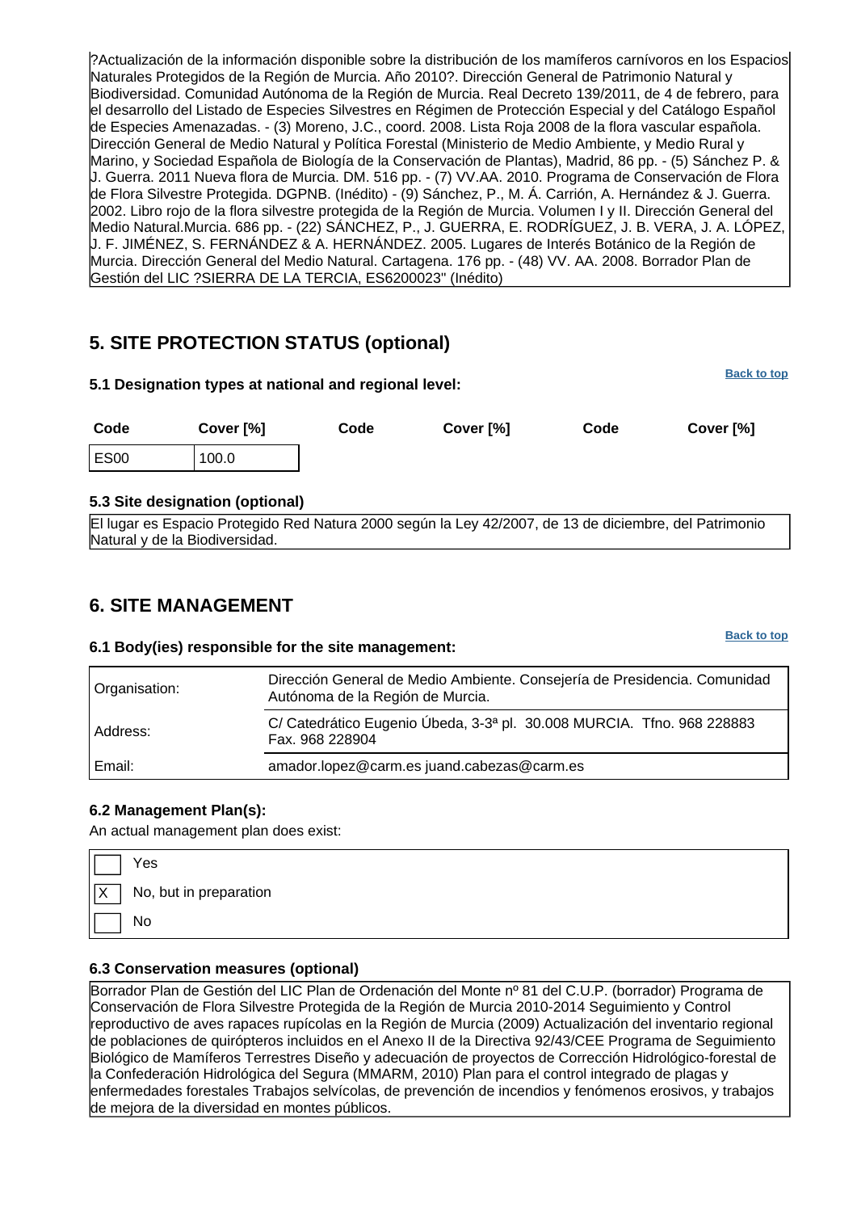?Actualización de la información disponible sobre la distribución de los mamíferos carnívoros en los Espacios Naturales Protegidos de la Región de Murcia. Año 2010?. Dirección General de Patrimonio Natural y Biodiversidad. Comunidad Autónoma de la Región de Murcia. Real Decreto 139/2011, de 4 de febrero, para el desarrollo del Listado de Especies Silvestres en Régimen de Protección Especial y del Catálogo Español de Especies Amenazadas. - (3) Moreno, J.C., coord. 2008. Lista Roja 2008 de la flora vascular española. Dirección General de Medio Natural y Política Forestal (Ministerio de Medio Ambiente, y Medio Rural y Marino, y Sociedad Española de Biología de la Conservación de Plantas), Madrid, 86 pp. - (5) Sánchez P. & J. Guerra. 2011 Nueva flora de Murcia. DM. 516 pp. - (7) VV.AA. 2010. Programa de Conservación de Flora de Flora Silvestre Protegida. DGPNB. (Inédito) - (9) Sánchez, P., M. Á. Carrión, A. Hernández & J. Guerra. 2002. Libro rojo de la flora silvestre protegida de la Región de Murcia. Volumen I y II. Dirección General del Medio Natural.Murcia. 686 pp. - (22) SÁNCHEZ, P., J. GUERRA, E. RODRÍGUEZ, J. B. VERA, J. A. LÓPEZ, J. F. JIMÉNEZ, S. FERNÁNDEZ & A. HERNÁNDEZ. 2005. Lugares de Interés Botánico de la Región de Murcia. Dirección General del Medio Natural. Cartagena. 176 pp. - (48) VV. AA. 2008. Borrador Plan de Gestión del LIC ?SIERRA DE LA TERCIA, ES6200023" (Inédito)

## 5. SITE PROTECTION STATUS (optional)

Back to top

### 5.1 Designation types at national and regional level:

| Code | Cover [%] | Code | Cover [%] | Code | Cover [%] |
|---|---|---|---|---|---|
| ES00 | 100.0 | | | | |

### 5.3 Site designation (optional)

El lugar es Espacio Protegido Red Natura 2000 según la Ley 42/2007, de 13 de diciembre, del Patrimonio Natural y de la Biodiversidad.

## 6. SITE MANAGEMENT

Back to top

### 6.1 Body(ies) responsible for the site management:

| | |
|---|---|
| Organisation: | Dirección General de Medio Ambiente. Consejería de Presidencia. Comunidad Autónoma de la Región de Murcia. |
| Address: | C/ Catedrático Eugenio Úbeda, 3-3ª pl. 30.008 MURCIA. Tfno. 968 228883 Fax. 968 228904 |
| Email: | amador.lopez@carm.es juand.cabezas@carm.es |

### 6.2 Management Plan(s):

An actual management plan does exist:

- [ ] Yes
- [X] No, but in preparation
- [ ] No

### 6.3 Conservation measures (optional)

Borrador Plan de Gestión del LIC Plan de Ordenación del Monte nº 81 del C.U.P. (borrador) Programa de Conservación de Flora Silvestre Protegida de la Región de Murcia 2010-2014 Seguimiento y Control reproductivo de aves rapaces rupícolas en la Región de Murcia (2009) Actualización del inventario regional de poblaciones de quirópteros incluidos en el Anexo II de la Directiva 92/43/CEE Programa de Seguimiento Biológico de Mamíferos Terrestres Diseño y adecuación de proyectos de Corrección Hidrológico-forestal de la Confederación Hidrológica del Segura (MMARM, 2010) Plan para el control integrado de plagas y enfermedades forestales Trabajos selvícolas, de prevención de incendios y fenómenos erosivos, y trabajos de mejora de la diversidad en montes públicos.